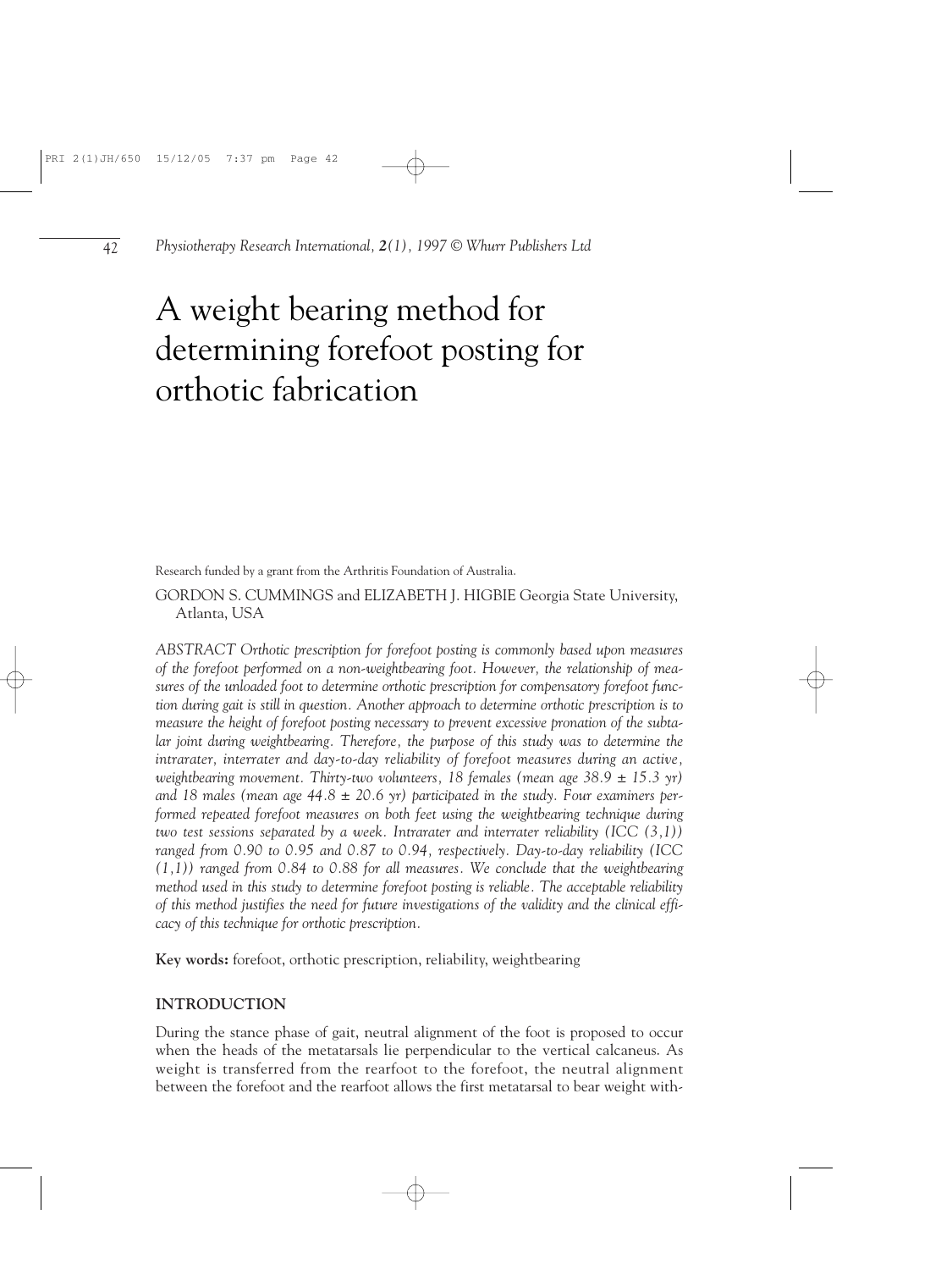# A weight bearing method for determining forefoot posting for orthotic fabrication

Research funded by a grant from the Arthritis Foundation of Australia.

GORDON S. CUMMINGS and ELIZABETH J. HIGBIE Georgia State University, Atlanta, USA

*ABSTRACT Orthotic prescription for forefoot posting is commonly based upon measures of the forefoot performed on a non-weightbearing foot. However, the relationship of measures of the unloaded foot to determine orthotic prescription for compensatory forefoot function during gait is still in question. Another approach to determine orthotic prescription is to measure the height of forefoot posting necessary to prevent excessive pronation of the subtalar joint during weightbearing. Therefore, the purpose of this study was to determine the intrarater, interrater and day-to-day reliability of forefoot measures during an active, weightbearing movement. Thirty-two volunteers, 18 females (mean age 38.9 ± 15.3 yr) and 18 males (mean age 44.8 ± 20.6 yr) participated in the study. Four examiners performed repeated forefoot measures on both feet using the weightbearing technique during two test sessions separated by a week. Intrarater and interrater reliability (ICC (3,1)) ranged from 0.90 to 0.95 and 0.87 to 0.94, respectively. Day-to-day reliability (ICC (1,1)) ranged from 0.84 to 0.88 for all measures. We conclude that the weightbearing method used in this study to determine forefoot posting is reliable. The acceptable reliability of this method justifies the need for future investigations of the validity and the clinical efficacy of this technique for orthotic prescription.*

**Key words:** forefoot, orthotic prescription, reliability, weightbearing

## INTRODUCTION

During the stance phase of gait, neutral alignment of the foot is proposed to occur when the heads of the metatarsals lie perpendicular to the vertical calcaneus. As weight is transferred from the rearfoot to the forefoot, the neutral alignment between the forefoot and the rearfoot allows the first metatarsal to bear weight with-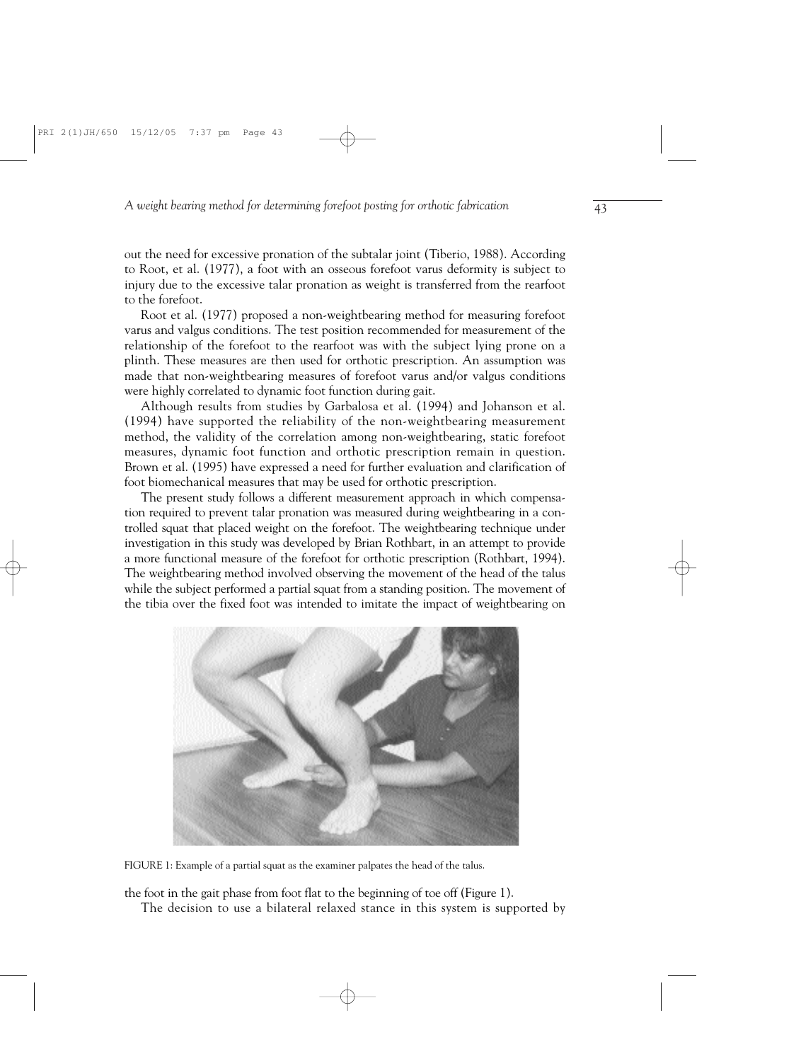out the need for excessive pronation of the subtalar joint (Tiberio, 1988). According to Root, et al. (1977), a foot with an osseous forefoot varus deformity is subject to injury due to the excessive talar pronation as weight is transferred from the rearfoot to the forefoot.

Root et al. (1977) proposed a non-weightbearing method for measuring forefoot varus and valgus conditions. The test position recommended for measurement of the relationship of the forefoot to the rearfoot was with the subject lying prone on a plinth. These measures are then used for orthotic prescription. An assumption was made that non-weightbearing measures of forefoot varus and/or valgus conditions were highly correlated to dynamic foot function during gait.

Although results from studies by Garbalosa et al. (1994) and Johanson et al. (1994) have supported the reliability of the non-weightbearing measurement method, the validity of the correlation among non-weightbearing, static forefoot measures, dynamic foot function and orthotic prescription remain in question. Brown et al. (1995) have expressed a need for further evaluation and clarification of foot biomechanical measures that may be used for orthotic prescription.

The present study follows a different measurement approach in which compensation required to prevent talar pronation was measured during weightbearing in a controlled squat that placed weight on the forefoot. The weightbearing technique under investigation in this study was developed by Brian Rothbart, in an attempt to provide a more functional measure of the forefoot for orthotic prescription (Rothbart, 1994). The weightbearing method involved observing the movement of the head of the talus while the subject performed a partial squat from a standing position. The movement of the tibia over the fixed foot was intended to imitate the impact of weightbearing on the foot in the gait phase from foot flat to the beginning of toe off (Figure 1).

FIGURE 1: Example of a partial squat as the examiner palpates the head of the talus.

The decision to use a bilateral relaxed stance in this system is supported by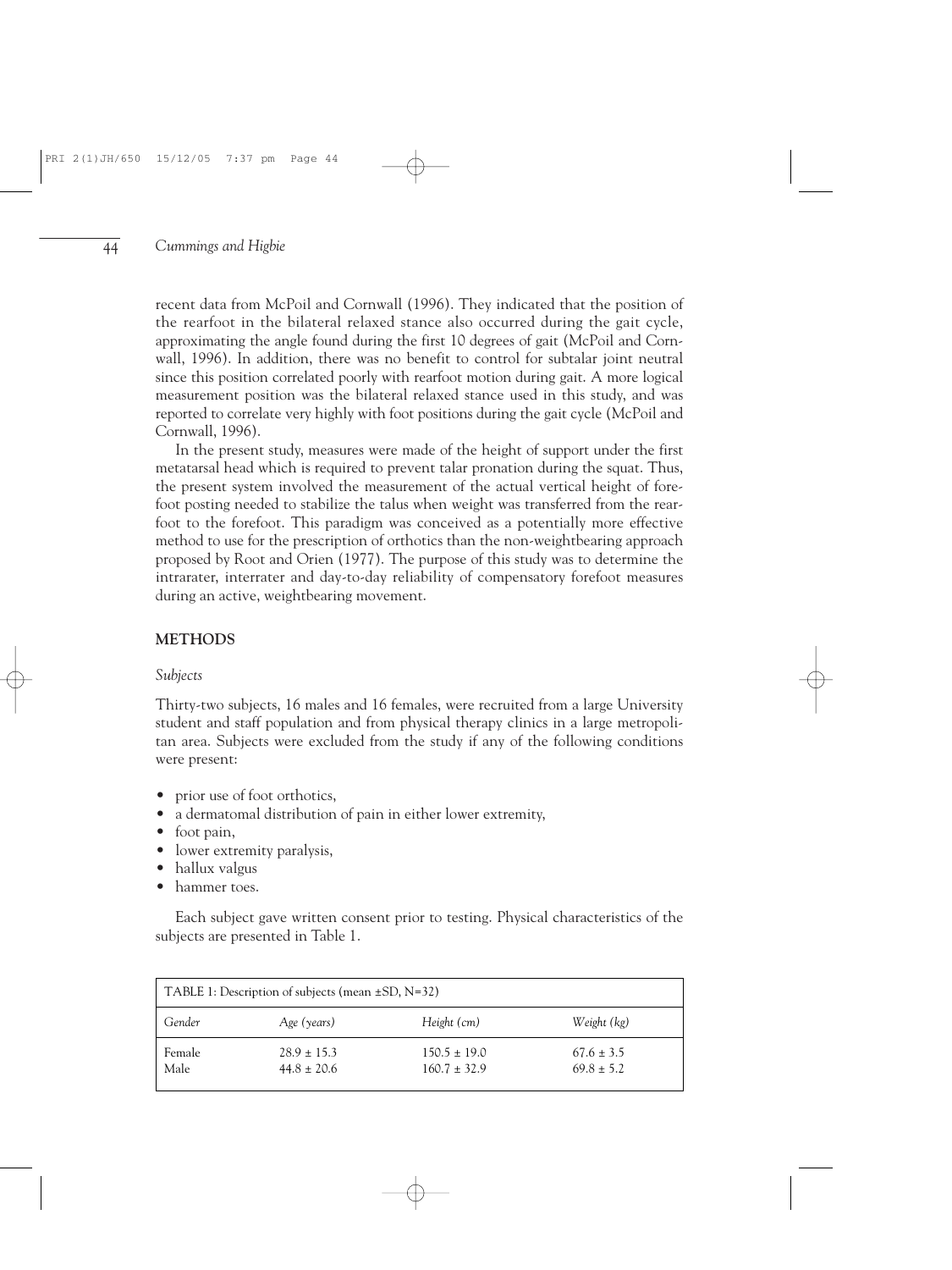recent data from McPoil and Cornwall (1996). They indicated that the position of the rearfoot in the bilateral relaxed stance also occurred during the gait cycle, approximating the angle found during the first 10 degrees of gait (McPoil and Cornwall, 1996). In addition, there was no benefit to control for subtalar joint neutral since this position correlated poorly with rearfoot motion during gait. A more logical measurement position was the bilateral relaxed stance used in this study, and was reported to correlate very highly with foot positions during the gait cycle (McPoil and Cornwall, 1996).

In the present study, measures were made of the height of support under the first metatarsal head which is required to prevent talar pronation during the squat. Thus, the present system involved the measurement of the actual vertical height of forefoot posting needed to stabilize the talus when weight was transferred from the rearfoot to the forefoot. This paradigm was conceived as a potentially more effective method to use for the prescription of orthotics than the non-weightbearing approach proposed by Root and Orien (1977). The purpose of this study was to determine the intrarater, interrater and day-to-day reliability of compensatory forefoot measures during an active, weightbearing movement.

## METHODS

### *Subjects*

Thirty-two subjects, 16 males and 16 females, were recruited from a large University student and staff population and from physical therapy clinics in a large metropolitan area. Subjects were excluded from the study if any of the following conditions were present:

- prior use of foot orthotics,
- a dermatomal distribution of pain in either lower extremity,
- foot pain,
- lower extremity paralysis,
- hallux valgus
- hammer toes.

Each subject gave written consent prior to testing. Physical characteristics of the subjects are presented in Table 1.

TABLE 1: Description of subjects (mean ±SD, N=32)

| *Gender* | *Age (years)* | *Height (cm)* | *Weight (kg)* |
|---|---|---|---|
| Female | 28.9 ± 15.3 | 150.5 ± 19.0 | 67.6 ± 3.5 |
| Male | 44.8 ± 20.6 | 160.7 ± 32.9 | 69.8 ± 5.2 |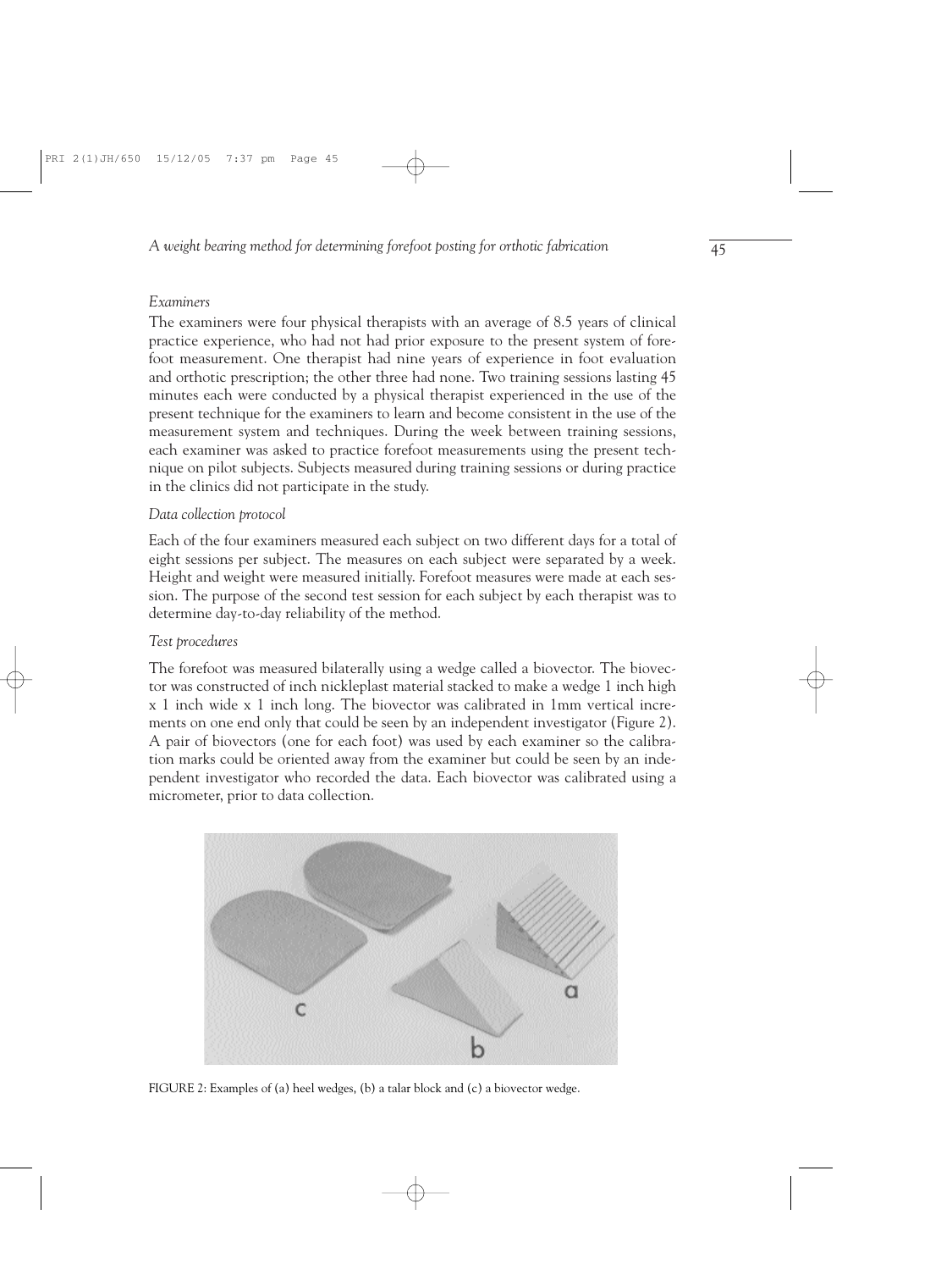### *Examiners*

The examiners were four physical therapists with an average of 8.5 years of clinical practice experience, who had not had prior exposure to the present system of forefoot measurement. One therapist had nine years of experience in foot evaluation and orthotic prescription; the other three had none. Two training sessions lasting 45 minutes each were conducted by a physical therapist experienced in the use of the present technique for the examiners to learn and become consistent in the use of the measurement system and techniques. During the week between training sessions, each examiner was asked to practice forefoot measurements using the present technique on pilot subjects. Subjects measured during training sessions or during practice in the clinics did not participate in the study.

### *Data collection protocol*

Each of the four examiners measured each subject on two different days for a total of eight sessions per subject. The measures on each subject were separated by a week. Height and weight were measured initially. Forefoot measures were made at each session. The purpose of the second test session for each subject by each therapist was to determine day-to-day reliability of the method.

### *Test procedures*

The forefoot was measured bilaterally using a wedge called a biovector. The biovector was constructed of inch nickleplast material stacked to make a wedge 1 inch high x 1 inch wide x 1 inch long. The biovector was calibrated in 1mm vertical increments on one end only that could be seen by an independent investigator (Figure 2). A pair of biovectors (one for each foot) was used by each examiner so the calibration marks could be oriented away from the examiner but could be seen by an independent investigator who recorded the data. Each biovector was calibrated using a micrometer, prior to data collection.

FIGURE 2: Examples of (a) heel wedges, (b) a talar block and (c) a biovector wedge.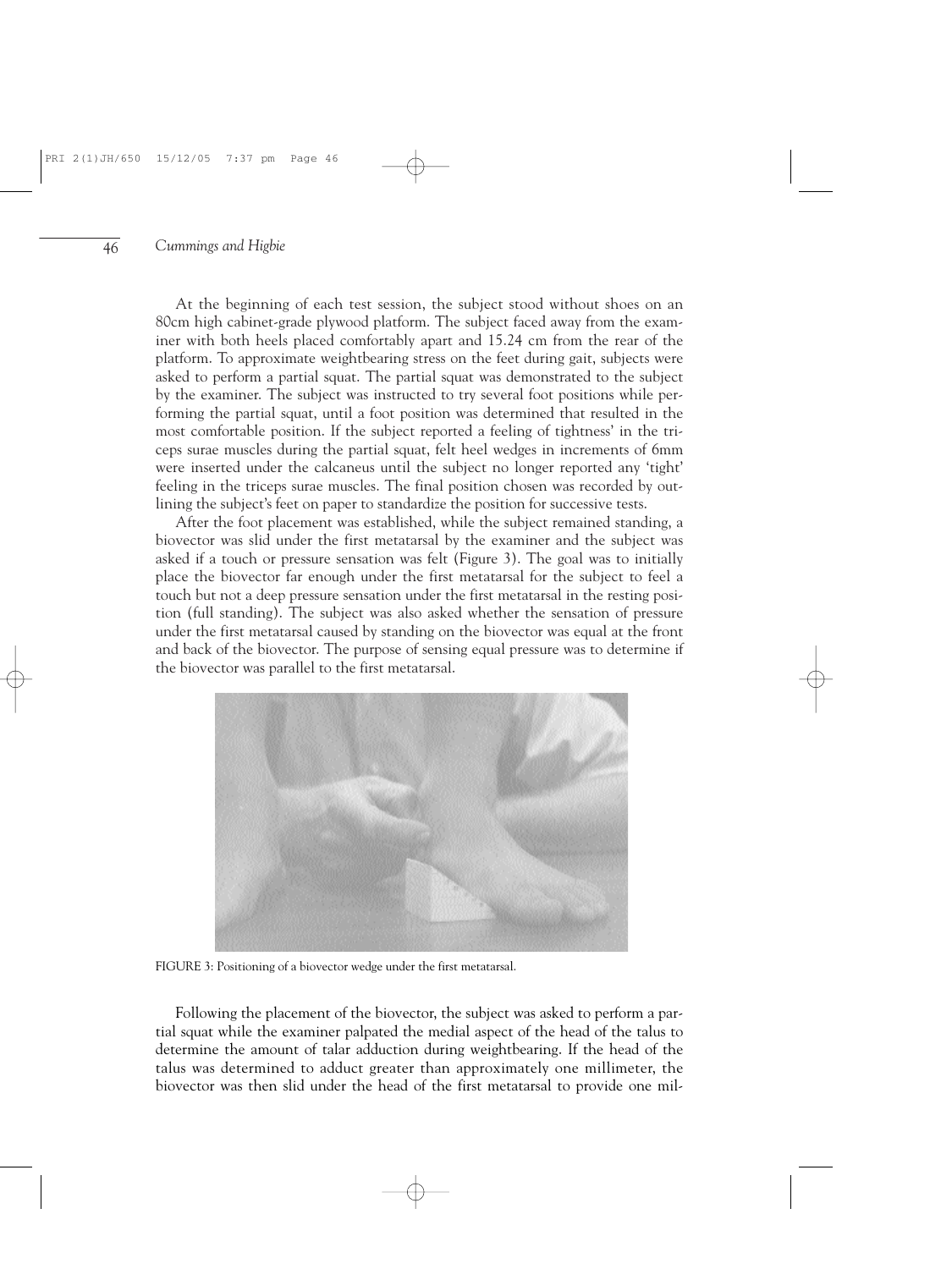At the beginning of each test session, the subject stood without shoes on an 80cm high cabinet-grade plywood platform. The subject faced away from the examiner with both heels placed comfortably apart and 15.24 cm from the rear of the platform. To approximate weightbearing stress on the feet during gait, subjects were asked to perform a partial squat. The partial squat was demonstrated to the subject by the examiner. The subject was instructed to try several foot positions while performing the partial squat, until a foot position was determined that resulted in the most comfortable position. If the subject reported a feeling of tightness' in the triceps surae muscles during the partial squat, felt heel wedges in increments of 6mm were inserted under the calcaneus until the subject no longer reported any 'tight' feeling in the triceps surae muscles. The final position chosen was recorded by outlining the subject's feet on paper to standardize the position for successive tests.

After the foot placement was established, while the subject remained standing, a biovector was slid under the first metatarsal by the examiner and the subject was asked if a touch or pressure sensation was felt (Figure 3). The goal was to initially place the biovector far enough under the first metatarsal for the subject to feel a touch but not a deep pressure sensation under the first metatarsal in the resting position (full standing). The subject was also asked whether the sensation of pressure under the first metatarsal caused by standing on the biovector was equal at the front and back of the biovector. The purpose of sensing equal pressure was to determine if the biovector was parallel to the first metatarsal.

FIGURE 3: Positioning of a biovector wedge under the first metatarsal.

Following the placement of the biovector, the subject was asked to perform a partial squat while the examiner palpated the medial aspect of the head of the talus to determine the amount of talar adduction during weightbearing. If the head of the talus was determined to adduct greater than approximately one millimeter, the biovector was then slid under the head of the first metatarsal to provide one mil-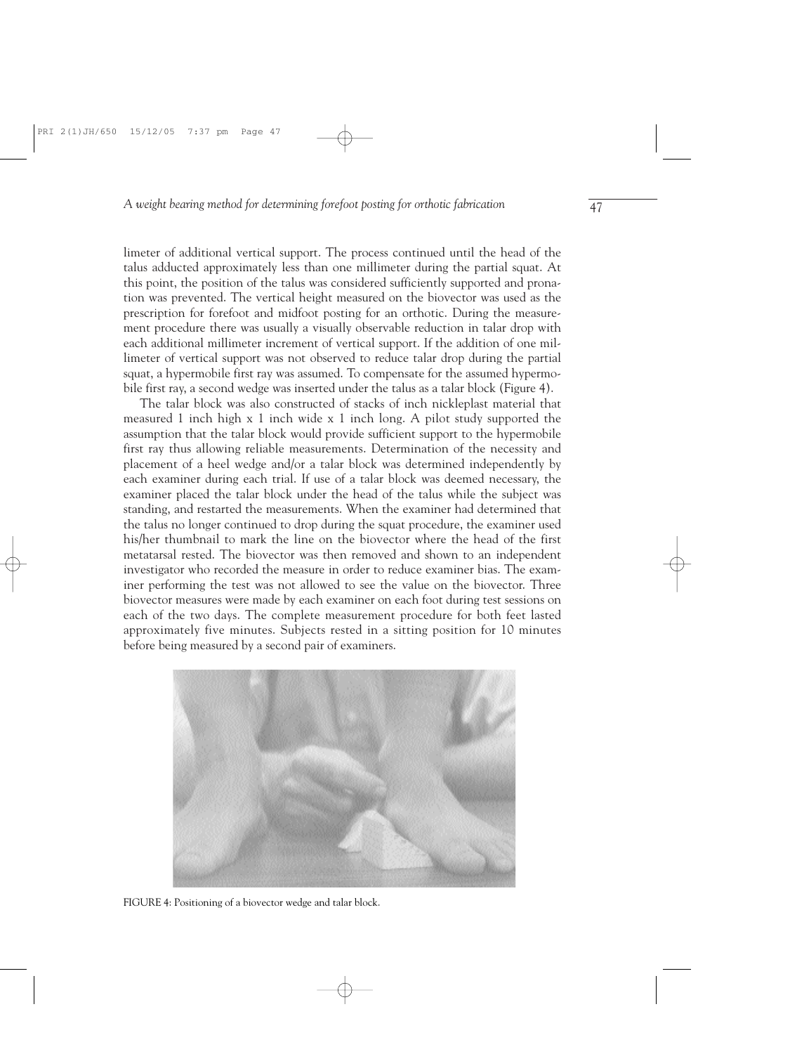limeter of additional vertical support. The process continued until the head of the talus adducted approximately less than one millimeter during the partial squat. At this point, the position of the talus was considered sufficiently supported and pronation was prevented. The vertical height measured on the biovector was used as the prescription for forefoot and midfoot posting for an orthotic. During the measurement procedure there was usually a visually observable reduction in talar drop with each additional millimeter increment of vertical support. If the addition of one millimeter of vertical support was not observed to reduce talar drop during the partial squat, a hypermobile first ray was assumed. To compensate for the assumed hypermobile first ray, a second wedge was inserted under the talus as a talar block (Figure 4).

The talar block was also constructed of stacks of inch nickleplast material that measured 1 inch high x 1 inch wide x 1 inch long. A pilot study supported the assumption that the talar block would provide sufficient support to the hypermobile first ray thus allowing reliable measurements. Determination of the necessity and placement of a heel wedge and/or a talar block was determined independently by each examiner during each trial. If use of a talar block was deemed necessary, the examiner placed the talar block under the head of the talus while the subject was standing, and restarted the measurements. When the examiner had determined that the talus no longer continued to drop during the squat procedure, the examiner used his/her thumbnail to mark the line on the biovector where the head of the first metatarsal rested. The biovector was then removed and shown to an independent investigator who recorded the measure in order to reduce examiner bias. The examiner performing the test was not allowed to see the value on the biovector. Three biovector measures were made by each examiner on each foot during test sessions on each of the two days. The complete measurement procedure for both feet lasted approximately five minutes. Subjects rested in a sitting position for 10 minutes before being measured by a second pair of examiners.

FIGURE 4: Positioning of a biovector wedge and talar block.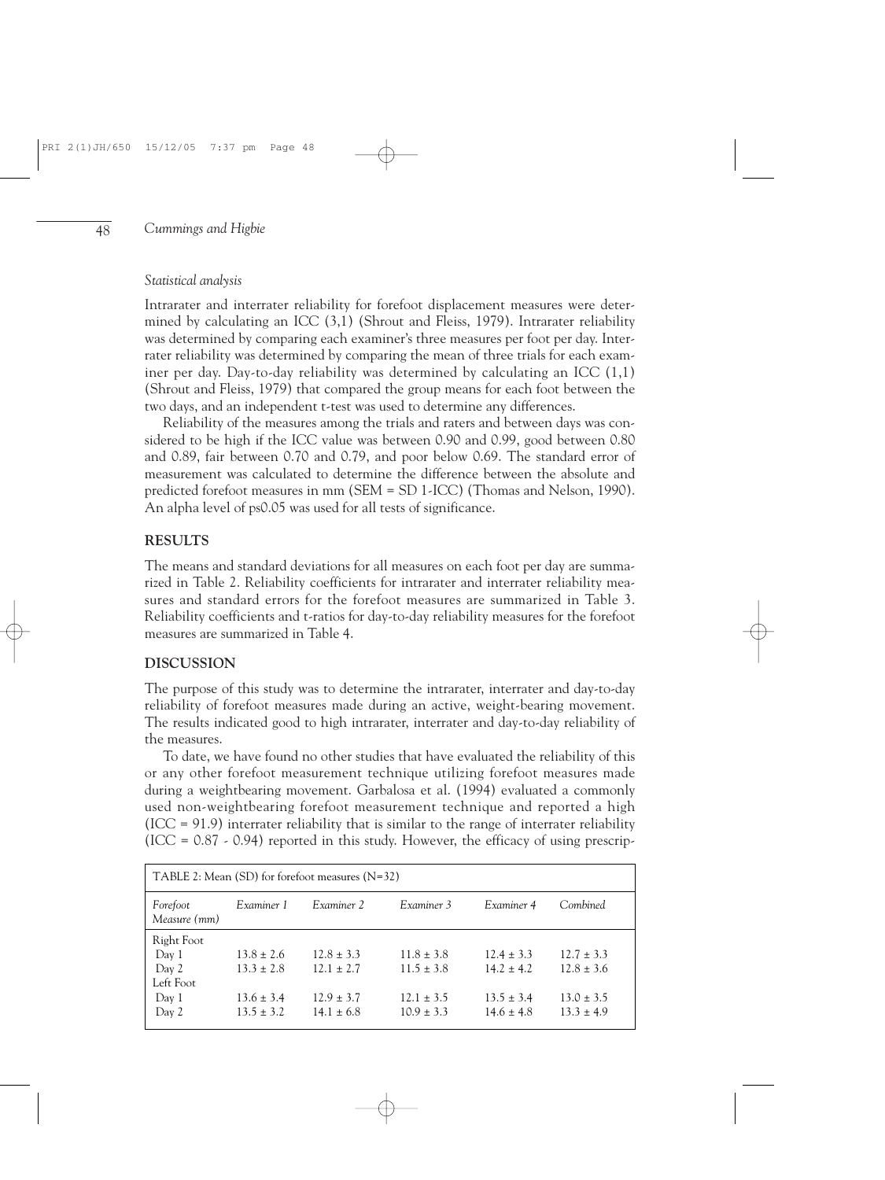*Statistical analysis*

Intrarater and interrater reliability for forefoot displacement measures were determined by calculating an ICC (3,1) (Shrout and Fleiss, 1979). Intrarater reliability was determined by comparing each examiner's three measures per foot per day. Interrater reliability was determined by comparing the mean of three trials for each examiner per day. Day-to-day reliability was determined by calculating an ICC (1,1) (Shrout and Fleiss, 1979) that compared the group means for each foot between the two days, and an independent t-test was used to determine any differences.

Reliability of the measures among the trials and raters and between days was considered to be high if the ICC value was between 0.90 and 0.99, good between 0.80 and 0.89, fair between 0.70 and 0.79, and poor below 0.69. The standard error of measurement was calculated to determine the difference between the absolute and predicted forefoot measures in mm (SEM = SD 1-ICC) (Thomas and Nelson, 1990). An alpha level of p≤0.05 was used for all tests of significance.

## RESULTS

The means and standard deviations for all measures on each foot per day are summarized in Table 2. Reliability coefficients for intrarater and interrater reliability measures and standard errors for the forefoot measures are summarized in Table 3. Reliability coefficients and t-ratios for day-to-day reliability measures for the forefoot measures are summarized in Table 4.

## DISCUSSION

The purpose of this study was to determine the intrarater, interrater and day-to-day reliability of forefoot measures made during an active, weight-bearing movement. The results indicated good to high intrarater, interrater and day-to-day reliability of the measures.

To date, we have found no other studies that have evaluated the reliability of this or any other forefoot measurement technique utilizing forefoot measures made during a weightbearing movement. Garbalosa et al. (1994) evaluated a commonly used non-weightbearing forefoot measurement technique and reported a high (ICC = 91.9) interrater reliability that is similar to the range of interrater reliability (ICC = 0.87 - 0.94) reported in this study. However, the efficacy of using prescrip-

TABLE 2: Mean (SD) for forefoot measures (N=32)

| *Forefoot Measure (mm)* | *Examiner 1* | *Examiner 2* | *Examiner 3* | *Examiner 4* | *Combined* |
|---|---|---|---|---|---|
| Right Foot | | | | | |
| Day 1 | 13.8 ± 2.6 | 12.8 ± 3.3 | 11.8 ± 3.8 | 12.4 ± 3.3 | 12.7 ± 3.3 |
| Day 2 | 13.3 ± 2.8 | 12.1 ± 2.7 | 11.5 ± 3.8 | 14.2 ± 4.2 | 12.8 ± 3.6 |
| Left Foot | | | | | |
| Day 1 | 13.6 ± 3.4 | 12.9 ± 3.7 | 12.1 ± 3.5 | 13.5 ± 3.4 | 13.0 ± 3.5 |
| Day 2 | 13.5 ± 3.2 | 14.1 ± 6.8 | 10.9 ± 3.3 | 14.6 ± 4.8 | 13.3 ± 4.9 |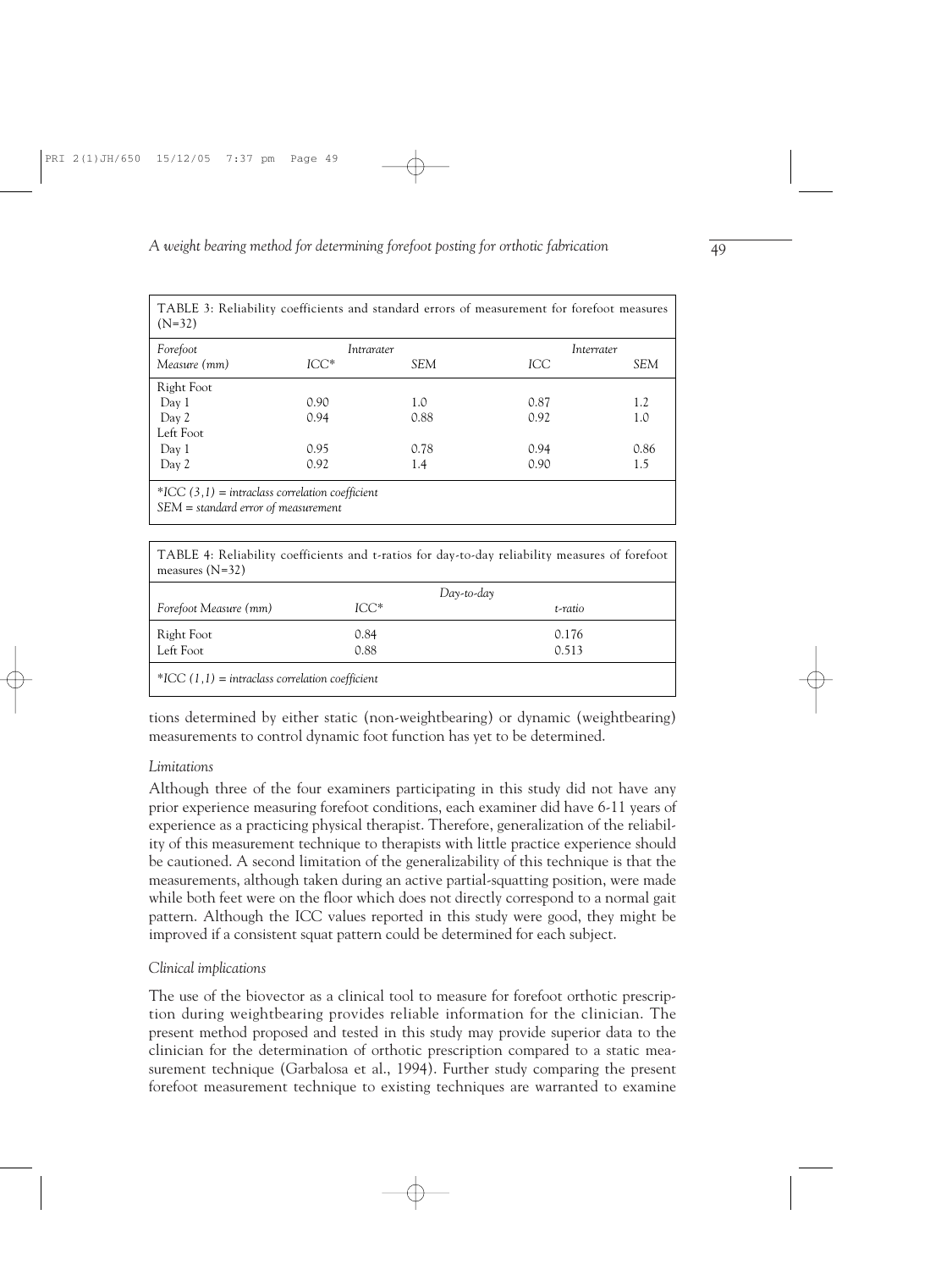TABLE 3: Reliability coefficients and standard errors of measurement for forefoot measures (N=32)

| *Forefoot Measure (mm)* | *Intrarater* | | *Interrater* | |
|---|---|---|---|---|
| | *ICC** | *SEM* | *ICC* | *SEM* |
| Right Foot | | | | |
| Day 1 | 0.90 | 1.0 | 0.87 | 1.2 |
| Day 2 | 0.94 | 0.88 | 0.92 | 1.0 |
| Left Foot | | | | |
| Day 1 | 0.95 | 0.78 | 0.94 | 0.86 |
| Day 2 | 0.92 | 1.4 | 0.90 | 1.5 |

*\*ICC (3,1) = intraclass correlation coefficient*
*SEM = standard error of measurement*

TABLE 4: Reliability coefficients and t-ratios for day-to-day reliability measures of forefoot measures (N=32)

| *Forefoot Measure (mm)* | *Day-to-day* | |
|---|---|---|
| | *ICC** | *t-ratio* |
| Right Foot | 0.84 | 0.176 |
| Left Foot | 0.88 | 0.513 |

*\*ICC (1,1) = intraclass correlation coefficient*

tions determined by either static (non-weightbearing) or dynamic (weightbearing) measurements to control dynamic foot function has yet to be determined.

### *Limitations*

Although three of the four examiners participating in this study did not have any prior experience measuring forefoot conditions, each examiner did have 6-11 years of experience as a practicing physical therapist. Therefore, generalization of the reliability of this measurement technique to therapists with little practice experience should be cautioned. A second limitation of the generalizability of this technique is that the measurements, although taken during an active partial-squatting position, were made while both feet were on the floor which does not directly correspond to a normal gait pattern. Although the ICC values reported in this study were good, they might be improved if a consistent squat pattern could be determined for each subject.

### *Clinical implications*

The use of the biovector as a clinical tool to measure for forefoot orthotic prescription during weightbearing provides reliable information for the clinician. The present method proposed and tested in this study may provide superior data to the clinician for the determination of orthotic prescription compared to a static measurement technique (Garbalosa et al., 1994). Further study comparing the present forefoot measurement technique to existing techniques are warranted to examine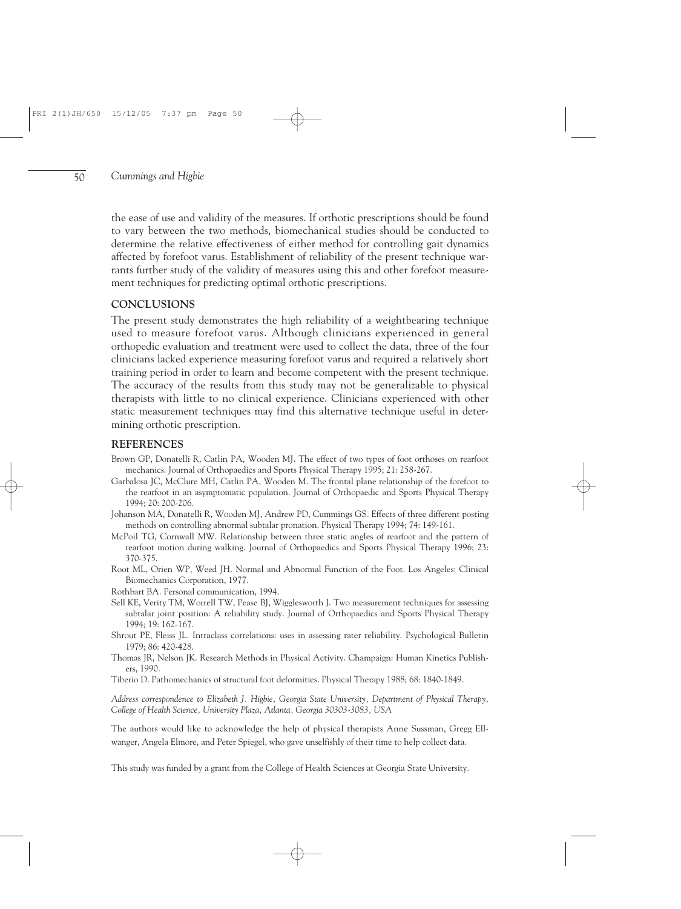the ease of use and validity of the measures. If orthotic prescriptions should be found to vary between the two methods, biomechanical studies should be conducted to determine the relative effectiveness of either method for controlling gait dynamics affected by forefoot varus. Establishment of reliability of the present technique warrants further study of the validity of measures using this and other forefoot measurement techniques for predicting optimal orthotic prescriptions.

## CONCLUSIONS

The present study demonstrates the high reliability of a weightbearing technique used to measure forefoot varus. Although clinicians experienced in general orthopedic evaluation and treatment were used to collect the data, three of the four clinicians lacked experience measuring forefoot varus and required a relatively short training period in order to learn and become competent with the present technique. The accuracy of the results from this study may not be generalizable to physical therapists with little to no clinical experience. Clinicians experienced with other static measurement techniques may find this alternative technique useful in determining orthotic prescription.

## REFERENCES

Brown GP, Donatelli R, Catlin PA, Wooden MJ. The effect of two types of foot orthoses on rearfoot mechanics. Journal of Orthopaedics and Sports Physical Therapy 1995; 21: 258-267.

Garbalosa JC, McClure MH, Catlin PA, Wooden M. The frontal plane relationship of the forefoot to the rearfoot in an asymptomatic population. Journal of Orthopaedic and Sports Physical Therapy 1994; 20: 200-206.

Johanson MA, Donatelli R, Wooden MJ, Andrew PD, Cummings GS. Effects of three different posting methods on controlling abnormal subtalar pronation. Physical Therapy 1994; 74: 149-161.

McPoil TG, Cornwall MW. Relationship between three static angles of rearfoot and the pattern of rearfoot motion during walking. Journal of Orthopaedics and Sports Physical Therapy 1996; 23: 370-375.

Root ML, Orien WP, Weed JH. Normal and Abnormal Function of the Foot. Los Angeles: Clinical Biomechanics Corporation, 1977.

Rothbart BA. Personal communication, 1994.

Sell KE, Verity TM, Worrell TW, Pease BJ, Wigglesworth J. Two measurement techniques for assessing subtalar joint position: A reliability study. Journal of Orthopaedics and Sports Physical Therapy 1994; 19: 162-167.

Shrout PE, Fleiss JL. Intraclass correlations: uses in assessing rater reliability. Psychological Bulletin 1979; 86: 420-428.

Thomas JR, Nelson JK. Research Methods in Physical Activity. Champaign: Human Kinetics Publishers, 1990.

Tiberio D. Pathomechanics of structural foot deformities. Physical Therapy 1988; 68: 1840-1849.

*Address correspondence to Elizabeth J. Higbie, Georgia State University, Department of Physical Therapy, College of Health Science, University Plaza, Atlanta, Georgia 30303-3083, USA*

The authors would like to acknowledge the help of physical therapists Anne Sussman, Gregg Ellwanger, Angela Elmore, and Peter Spiegel, who gave unselfishly of their time to help collect data.

This study was funded by a grant from the College of Health Sciences at Georgia State University.